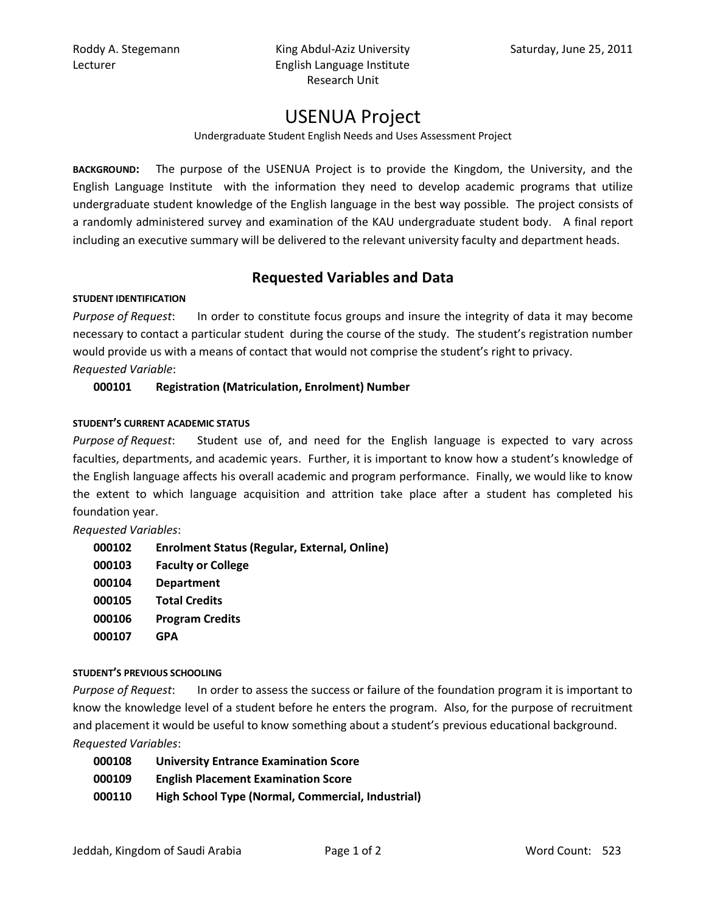Roddy A. Stegemann
Lecturer

King Abdul-Aziz University
English Language Institute
Research Unit

Saturday, June 25, 2011

# USENUA Project

Undergraduate Student English Needs and Uses Assessment Project

**BACKGROUND:** The purpose of the USENUA Project is to provide the Kingdom, the University, and the English Language Institute with the information they need to develop academic programs that utilize undergraduate student knowledge of the English language in the best way possible. The project consists of a randomly administered survey and examination of the KAU undergraduate student body. A final report including an executive summary will be delivered to the relevant university faculty and department heads.

## Requested Variables and Data

#### STUDENT IDENTIFICATION

*Purpose of Request*: In order to constitute focus groups and insure the integrity of data it may become necessary to contact a particular student during the course of the study. The student's registration number would provide us with a means of contact that would not comprise the student's right to privacy.

*Requested Variable*:

**000101 Registration (Matriculation, Enrolment) Number**

#### STUDENT'S CURRENT ACADEMIC STATUS

*Purpose of Request*: Student use of, and need for the English language is expected to vary across faculties, departments, and academic years. Further, it is important to know how a student's knowledge of the English language affects his overall academic and program performance. Finally, we would like to know the extent to which language acquisition and attrition take place after a student has completed his foundation year.

*Requested Variables*:

**000102 Enrolment Status (Regular, External, Online)**
**000103 Faculty or College**
**000104 Department**
**000105 Total Credits**
**000106 Program Credits**
**000107 GPA**

#### STUDENT'S PREVIOUS SCHOOLING

*Purpose of Request*: In order to assess the success or failure of the foundation program it is important to know the knowledge level of a student before he enters the program. Also, for the purpose of recruitment and placement it would be useful to know something about a student's previous educational background.

*Requested Variables*:

**000108 University Entrance Examination Score**
**000109 English Placement Examination Score**
**000110 High School Type (Normal, Commercial, Industrial)**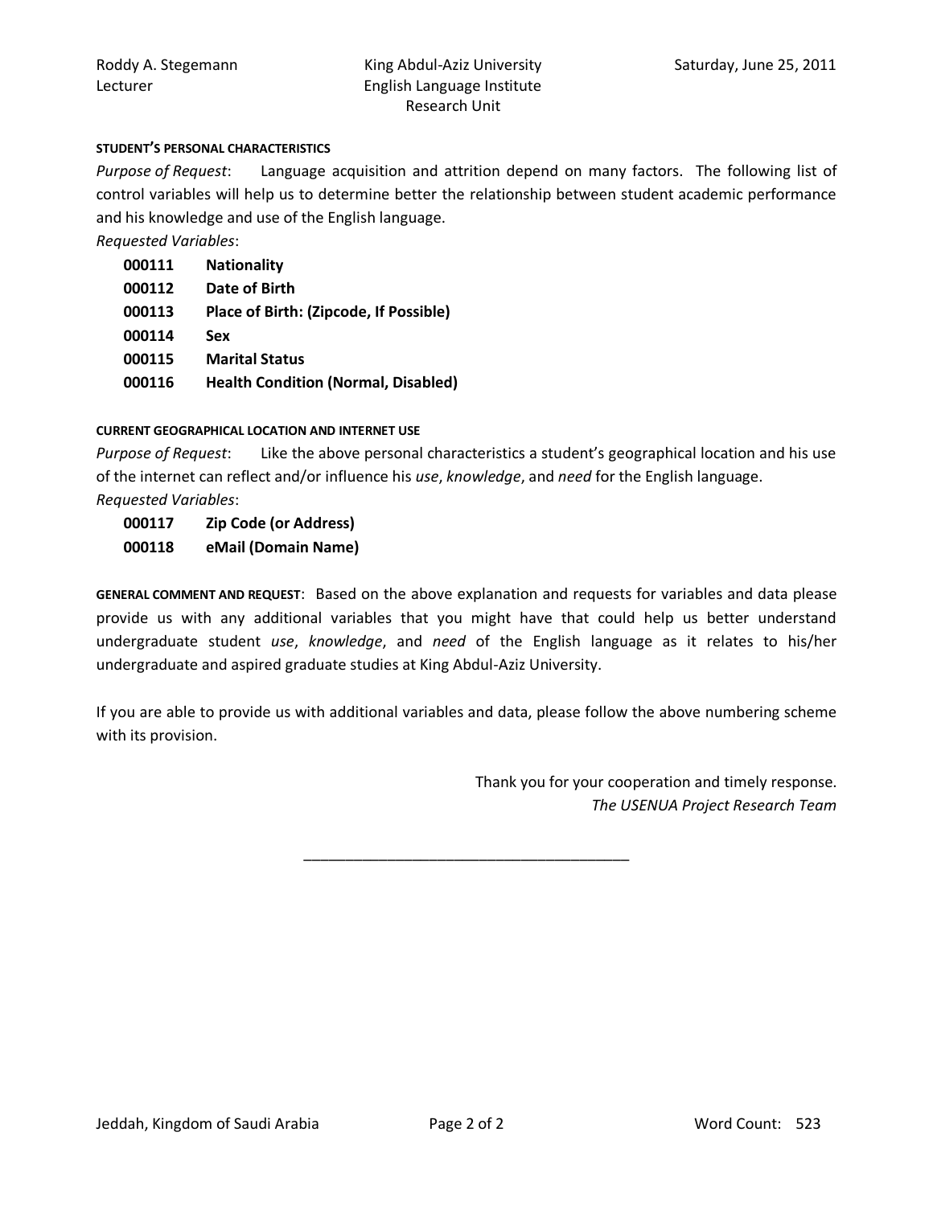**STUDENT'S PERSONAL CHARACTERISTICS**

*Purpose of Request*: Language acquisition and attrition depend on many factors. The following list of control variables will help us to determine better the relationship between student academic performance and his knowledge and use of the English language.

*Requested Variables*:

- **000111 Nationality**
- **000112 Date of Birth**
- **000113 Place of Birth: (Zipcode, If Possible)**
- **000114 Sex**
- **000115 Marital Status**
- **000116 Health Condition (Normal, Disabled)**

**CURRENT GEOGRAPHICAL LOCATION AND INTERNET USE**

*Purpose of Request*: Like the above personal characteristics a student's geographical location and his use of the internet can reflect and/or influence his *use*, *knowledge*, and *need* for the English language.

*Requested Variables*:

- **000117 Zip Code (or Address)**
- **000118 eMail (Domain Name)**

**GENERAL COMMENT AND REQUEST**: Based on the above explanation and requests for variables and data please provide us with any additional variables that you might have that could help us better understand undergraduate student *use*, *knowledge*, and *need* of the English language as it relates to his/her undergraduate and aspired graduate studies at King Abdul-Aziz University.

If you are able to provide us with additional variables and data, please follow the above numbering scheme with its provision.

Thank you for your cooperation and timely response.
*The USENUA Project Research Team*

---

Word Count: 523